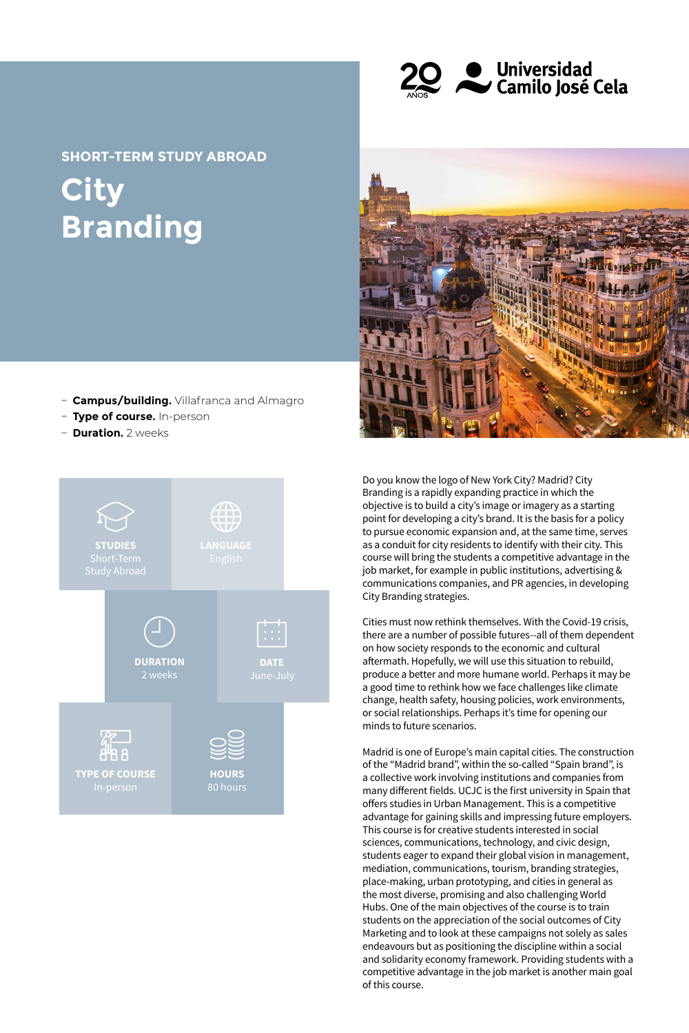20 AÑOS Universidad Camilo José Cela

SHORT-TERM STUDY ABROAD

# City Branding

- **Campus/building.** Villafranca and Almagro
- **Type of course.** In-person
- **Duration.** 2 weeks

**STUDIES**
Short-Term Study Abroad

**LANGUAGE**
English

**DURATION**
2 weeks

**DATE**
June-July

**TYPE OF COURSE**
In-person

**HOURS**
80 hours

Do you know the logo of New York City? Madrid? City Branding is a rapidly expanding practice in which the objective is to build a city's image or imagery as a starting point for developing a city's brand. It is the basis for a policy to pursue economic expansion and, at the same time, serves as a conduit for city residents to identify with their city. This course will bring the students a competitive advantage in the job market, for example in public institutions, advertising & communications companies, and PR agencies, in developing City Branding strategies.

Cities must now rethink themselves. With the Covid-19 crisis, there are a number of possible futures--all of them dependent on how society responds to the economic and cultural aftermath. Hopefully, we will use this situation to rebuild, produce a better and more humane world. Perhaps it may be a good time to rethink how we face challenges like climate change, health safety, housing policies, work environments, or social relationships. Perhaps it's time for opening our minds to future scenarios.

Madrid is one of Europe's main capital cities. The construction of the "Madrid brand", within the so-called "Spain brand", is a collective work involving institutions and companies from many different fields. UCJC is the first university in Spain that offers studies in Urban Management. This is a competitive advantage for gaining skills and impressing future employers. This course is for creative students interested in social sciences, communications, technology, and civic design, students eager to expand their global vision in management, mediation, communications, tourism, branding strategies, place-making, urban prototyping, and cities in general as the most diverse, promising and also challenging World Hubs. One of the main objectives of the course is to train students on the appreciation of the social outcomes of City Marketing and to look at these campaigns not solely as sales endeavours but as positioning the discipline within a social and solidarity economy framework. Providing students with a competitive advantage in the job market is another main goal of this course.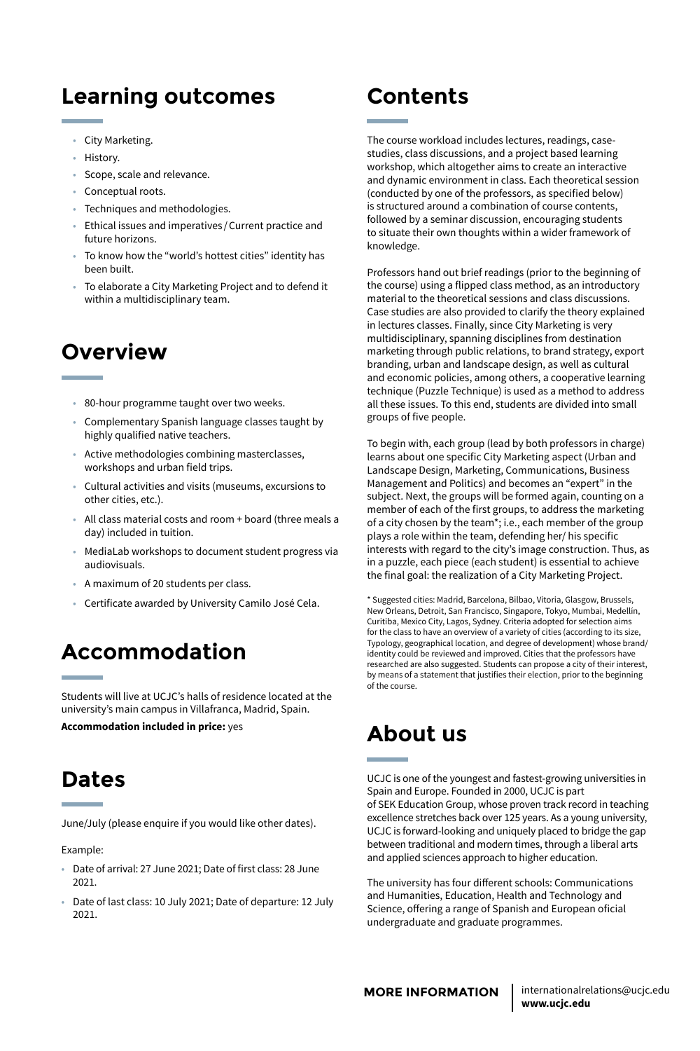## Learning outcomes

- City Marketing.
- History.
- Scope, scale and relevance.
- Conceptual roots.
- Techniques and methodologies.
- Ethical issues and imperatives / Current practice and future horizons.
- To know how the "world's hottest cities" identity has been built.
- To elaborate a City Marketing Project and to defend it within a multidisciplinary team.

## Overview

- 80-hour programme taught over two weeks.
- Complementary Spanish language classes taught by highly qualified native teachers.
- Active methodologies combining masterclasses, workshops and urban field trips.
- Cultural activities and visits (museums, excursions to other cities, etc.).
- All class material costs and room + board (three meals a day) included in tuition.
- MediaLab workshops to document student progress via audiovisuals.
- A maximum of 20 students per class.
- Certificate awarded by University Camilo José Cela.

## Accommodation

Students will live at UCJC's halls of residence located at the university's main campus in Villafranca, Madrid, Spain.

**Accommodation included in price:** yes

## Dates

June/July (please enquire if you would like other dates).

Example:

- Date of arrival: 27 June 2021; Date of first class: 28 June 2021.
- Date of last class: 10 July 2021; Date of departure: 12 July 2021.

## Contents

The course workload includes lectures, readings, case-studies, class discussions, and a project based learning workshop, which altogether aims to create an interactive and dynamic environment in class. Each theoretical session (conducted by one of the professors, as specified below) is structured around a combination of course contents, followed by a seminar discussion, encouraging students to situate their own thoughts within a wider framework of knowledge.

Professors hand out brief readings (prior to the beginning of the course) using a flipped class method, as an introductory material to the theoretical sessions and class discussions. Case studies are also provided to clarify the theory explained in lectures classes. Finally, since City Marketing is very multidisciplinary, spanning disciplines from destination marketing through public relations, to brand strategy, export branding, urban and landscape design, as well as cultural and economic policies, among others, a cooperative learning technique (Puzzle Technique) is used as a method to address all these issues. To this end, students are divided into small groups of five people.

To begin with, each group (lead by both professors in charge) learns about one specific City Marketing aspect (Urban and Landscape Design, Marketing, Communications, Business Management and Politics) and becomes an "expert" in the subject. Next, the groups will be formed again, counting on a member of each of the first groups, to address the marketing of a city chosen by the team*; i.e., each member of the group plays a role within the team, defending her/ his specific interests with regard to the city's image construction. Thus, as in a puzzle, each piece (each student) is essential to achieve the final goal: the realization of a City Marketing Project.

* Suggested cities: Madrid, Barcelona, Bilbao, Vitoria, Glasgow, Brussels, New Orleans, Detroit, San Francisco, Singapore, Tokyo, Mumbai, Medellin, Curitiba, Mexico City, Lagos, Sydney. Criteria adopted for selection aims for the class to have an overview of a variety of cities (according to its size, Typology, geographical location, and degree of development) whose brand/ identity could be reviewed and improved. Cities that the professors have researched are also suggested. Students can propose a city of their interest, by means of a statement that justifies their election, prior to the beginning of the course.

## About us

UCJC is one of the youngest and fastest-growing universities in Spain and Europe. Founded in 2000, UCJC is part of SEK Education Group, whose proven track record in teaching excellence stretches back over 125 years. As a young university, UCJC is forward-looking and uniquely placed to bridge the gap between traditional and modern times, through a liberal arts and applied sciences approach to higher education.

The university has four different schools: Communications and Humanities, Education, Health and Technology and Science, offering a range of Spanish and European oficial undergraduate and graduate programmes.

**MORE INFORMATION**

internationalrelations@ucjc.edu
**www.ucjc.edu**